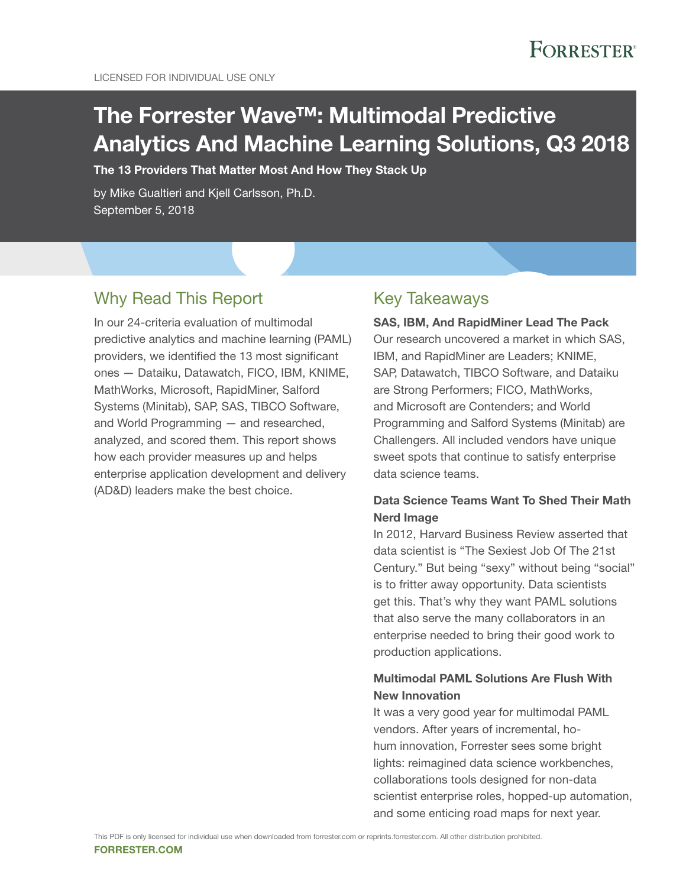LICENSED FOR INDIVIDUAL USE ONLY

# The Forrester Wave™: Multimodal Predictive Analytics And Machine Learning Solutions, Q3 2018

**The 13 Providers That Matter Most And How They Stack Up**

by Mike Gualtieri and Kjell Carlsson, Ph.D.
September 5, 2018

## Why Read This Report

In our 24-criteria evaluation of multimodal predictive analytics and machine learning (PAML) providers, we identified the 13 most significant ones — Dataiku, Datawatch, FICO, IBM, KNIME, MathWorks, Microsoft, RapidMiner, Salford Systems (Minitab), SAP, SAS, TIBCO Software, and World Programming — and researched, analyzed, and scored them. This report shows how each provider measures up and helps enterprise application development and delivery (AD&D) leaders make the best choice.

## Key Takeaways

**SAS, IBM, And RapidMiner Lead The Pack**
Our research uncovered a market in which SAS, IBM, and RapidMiner are Leaders; KNIME, SAP, Datawatch, TIBCO Software, and Dataiku are Strong Performers; FICO, MathWorks, and Microsoft are Contenders; and World Programming and Salford Systems (Minitab) are Challengers. All included vendors have unique sweet spots that continue to satisfy enterprise data science teams.

**Data Science Teams Want To Shed Their Math Nerd Image**
In 2012, Harvard Business Review asserted that data scientist is "The Sexiest Job Of The 21st Century." But being "sexy" without being "social" is to fritter away opportunity. Data scientists get this. That's why they want PAML solutions that also serve the many collaborators in an enterprise needed to bring their good work to production applications.

**Multimodal PAML Solutions Are Flush With New Innovation**
It was a very good year for multimodal PAML vendors. After years of incremental, ho-hum innovation, Forrester sees some bright lights: reimagined data science workbenches, collaborations tools designed for non-data scientist enterprise roles, hopped-up automation, and some enticing road maps for next year.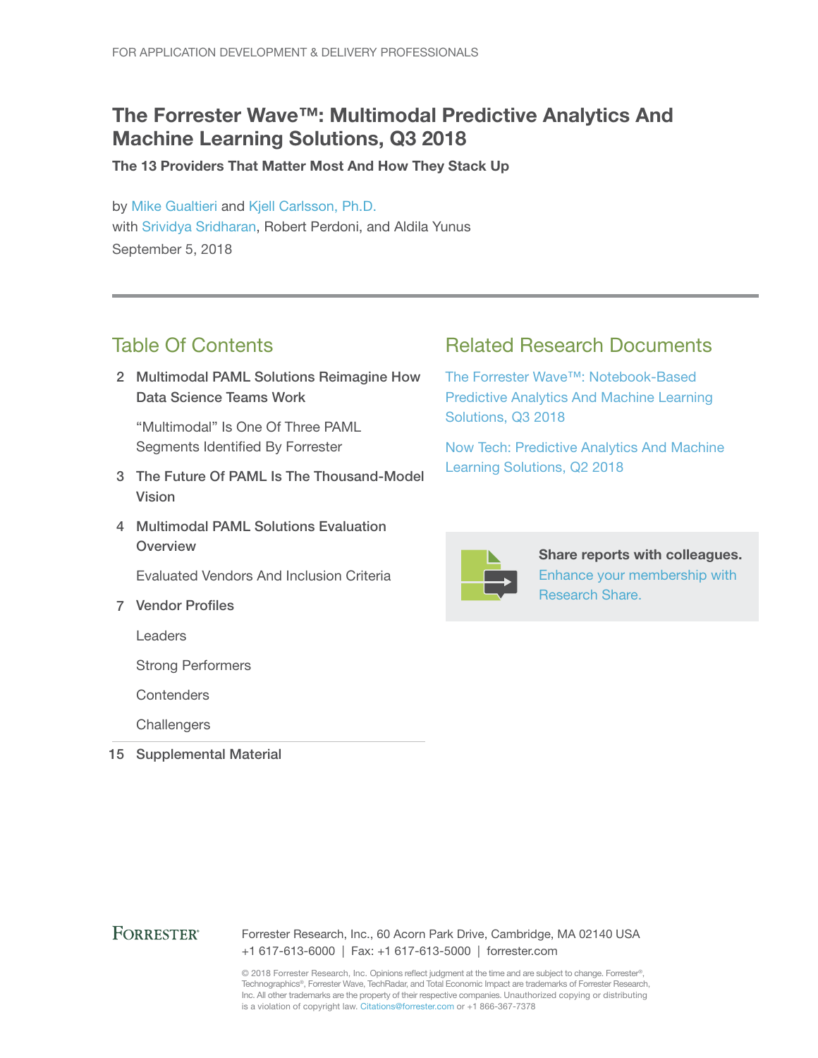FOR APPLICATION DEVELOPMENT & DELIVERY PROFESSIONALS

# The Forrester Wave™: Multimodal Predictive Analytics And Machine Learning Solutions, Q3 2018

**The 13 Providers That Matter Most And How They Stack Up**

by Mike Gualtieri and Kjell Carlsson, Ph.D.
with Srividya Sridharan, Robert Perdoni, and Aldila Yunus
September 5, 2018

## Table Of Contents

2 **Multimodal PAML Solutions Reimagine How Data Science Teams Work**

"Multimodal" Is One Of Three PAML Segments Identified By Forrester

3 **The Future Of PAML Is The Thousand-Model Vision**

4 **Multimodal PAML Solutions Evaluation Overview**

Evaluated Vendors And Inclusion Criteria

7 **Vendor Profiles**

Leaders

Strong Performers

Contenders

Challengers

15 **Supplemental Material**

## Related Research Documents

The Forrester Wave™: Notebook-Based Predictive Analytics And Machine Learning Solutions, Q3 2018

Now Tech: Predictive Analytics And Machine Learning Solutions, Q2 2018

**Share reports with colleagues.** Enhance your membership with Research Share.

FORRESTER®

Forrester Research, Inc., 60 Acorn Park Drive, Cambridge, MA 02140 USA
+1 617-613-6000 | Fax: +1 617-613-5000 | forrester.com

© 2018 Forrester Research, Inc. Opinions reflect judgment at the time and are subject to change. Forrester®, Technographics®, Forrester Wave, TechRadar, and Total Economic Impact are trademarks of Forrester Research, Inc. All other trademarks are the property of their respective companies. Unauthorized copying or distributing is a violation of copyright law. Citations@forrester.com or +1 866-367-7378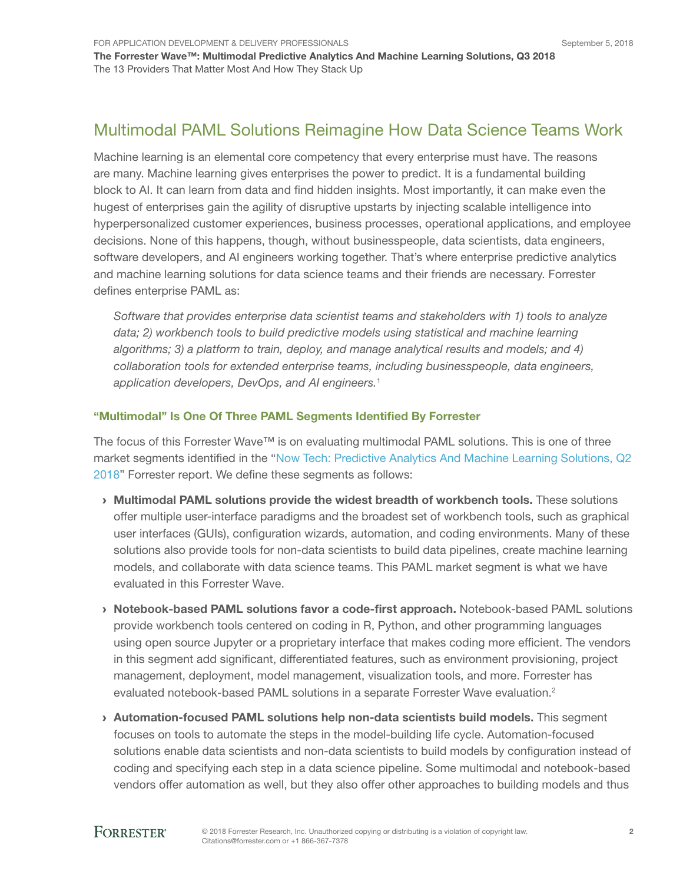## Multimodal PAML Solutions Reimagine How Data Science Teams Work

Machine learning is an elemental core competency that every enterprise must have. The reasons are many. Machine learning gives enterprises the power to predict. It is a fundamental building block to AI. It can learn from data and find hidden insights. Most importantly, it can make even the hugest of enterprises gain the agility of disruptive upstarts by injecting scalable intelligence into hyperpersonalized customer experiences, business processes, operational applications, and employee decisions. None of this happens, though, without businesspeople, data scientists, data engineers, software developers, and AI engineers working together. That's where enterprise predictive analytics and machine learning solutions for data science teams and their friends are necessary. Forrester defines enterprise PAML as:

> *Software that provides enterprise data scientist teams and stakeholders with 1) tools to analyze data; 2) workbench tools to build predictive models using statistical and machine learning algorithms; 3) a platform to train, deploy, and manage analytical results and models; and 4) collaboration tools for extended enterprise teams, including businesspeople, data engineers, application developers, DevOps, and AI engineers.*[1]

### "Multimodal" Is One Of Three PAML Segments Identified By Forrester

The focus of this Forrester Wave™ is on evaluating multimodal PAML solutions. This is one of three market segments identified in the "Now Tech: Predictive Analytics And Machine Learning Solutions, Q2 2018" Forrester report. We define these segments as follows:

- **Multimodal PAML solutions provide the widest breadth of workbench tools.** These solutions offer multiple user-interface paradigms and the broadest set of workbench tools, such as graphical user interfaces (GUIs), configuration wizards, automation, and coding environments. Many of these solutions also provide tools for non-data scientists to build data pipelines, create machine learning models, and collaborate with data science teams. This PAML market segment is what we have evaluated in this Forrester Wave.
- **Notebook-based PAML solutions favor a code-first approach.** Notebook-based PAML solutions provide workbench tools centered on coding in R, Python, and other programming languages using open source Jupyter or a proprietary interface that makes coding more efficient. The vendors in this segment add significant, differentiated features, such as environment provisioning, project management, deployment, model management, visualization tools, and more. Forrester has evaluated notebook-based PAML solutions in a separate Forrester Wave evaluation.[2]
- **Automation-focused PAML solutions help non-data scientists build models.** This segment focuses on tools to automate the steps in the model-building life cycle. Automation-focused solutions enable data scientists and non-data scientists to build models by configuration instead of coding and specifying each step in a data science pipeline. Some multimodal and notebook-based vendors offer automation as well, but they also offer other approaches to building models and thus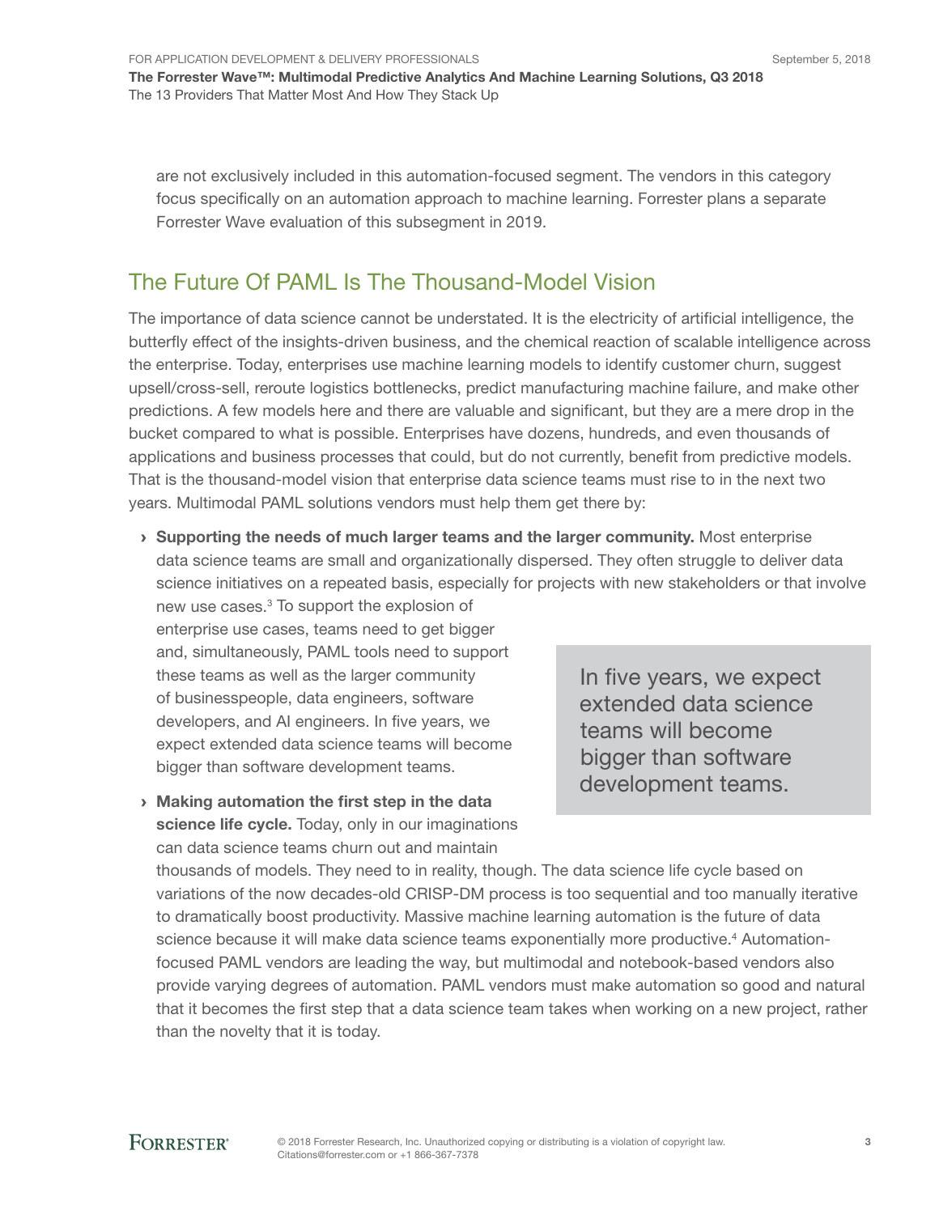are not exclusively included in this automation-focused segment. The vendors in this category focus specifically on an automation approach to machine learning. Forrester plans a separate Forrester Wave evaluation of this subsegment in 2019.

## The Future Of PAML Is The Thousand-Model Vision

The importance of data science cannot be understated. It is the electricity of artificial intelligence, the butterfly effect of the insights-driven business, and the chemical reaction of scalable intelligence across the enterprise. Today, enterprises use machine learning models to identify customer churn, suggest upsell/cross-sell, reroute logistics bottlenecks, predict manufacturing machine failure, and make other predictions. A few models here and there are valuable and significant, but they are a mere drop in the bucket compared to what is possible. Enterprises have dozens, hundreds, and even thousands of applications and business processes that could, but do not currently, benefit from predictive models. That is the thousand-model vision that enterprise data science teams must rise to in the next two years. Multimodal PAML solutions vendors must help them get there by:

- **Supporting the needs of much larger teams and the larger community.** Most enterprise data science teams are small and organizationally dispersed. They often struggle to deliver data science initiatives on a repeated basis, especially for projects with new stakeholders or that involve new use cases.[3] To support the explosion of enterprise use cases, teams need to get bigger and, simultaneously, PAML tools need to support these teams as well as the larger community of businesspeople, data engineers, software developers, and AI engineers. In five years, we expect extended data science teams will become bigger than software development teams.

> In five years, we expect extended data science teams will become bigger than software development teams.

- **Making automation the first step in the data science life cycle.** Today, only in our imaginations can data science teams churn out and maintain thousands of models. They need to in reality, though. The data science life cycle based on variations of the now decades-old CRISP-DM process is too sequential and too manually iterative to dramatically boost productivity. Massive machine learning automation is the future of data science because it will make data science teams exponentially more productive.[4] Automation-focused PAML vendors are leading the way, but multimodal and notebook-based vendors also provide varying degrees of automation. PAML vendors must make automation so good and natural that it becomes the first step that a data science team takes when working on a new project, rather than the novelty that it is today.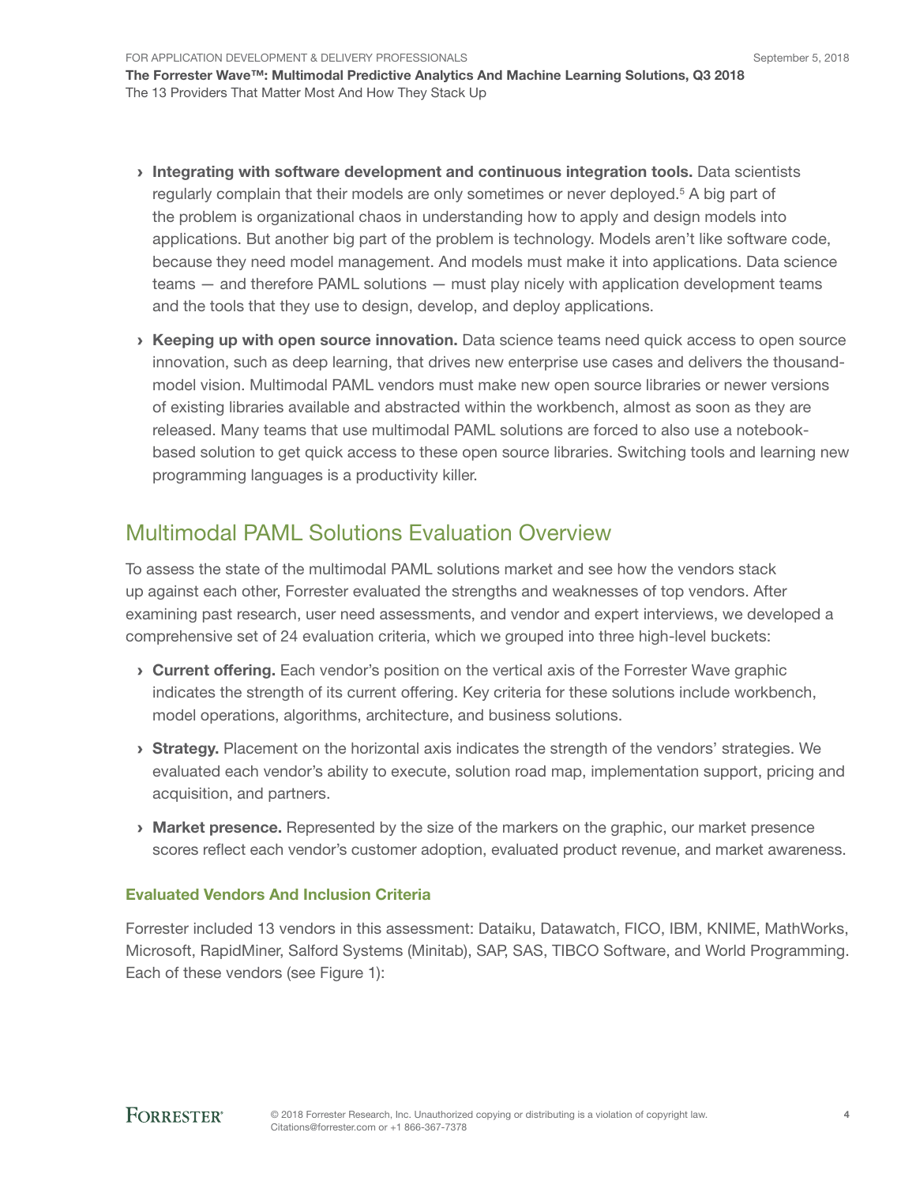- **Integrating with software development and continuous integration tools.** Data scientists regularly complain that their models are only sometimes or never deployed.[5] A big part of the problem is organizational chaos in understanding how to apply and design models into applications. But another big part of the problem is technology. Models aren't like software code, because they need model management. And models must make it into applications. Data science teams — and therefore PAML solutions — must play nicely with application development teams and the tools that they use to design, develop, and deploy applications.

- **Keeping up with open source innovation.** Data science teams need quick access to open source innovation, such as deep learning, that drives new enterprise use cases and delivers the thousand-model vision. Multimodal PAML vendors must make new open source libraries or newer versions of existing libraries available and abstracted within the workbench, almost as soon as they are released. Many teams that use multimodal PAML solutions are forced to also use a notebook-based solution to get quick access to these open source libraries. Switching tools and learning new programming languages is a productivity killer.

## Multimodal PAML Solutions Evaluation Overview

To assess the state of the multimodal PAML solutions market and see how the vendors stack up against each other, Forrester evaluated the strengths and weaknesses of top vendors. After examining past research, user need assessments, and vendor and expert interviews, we developed a comprehensive set of 24 evaluation criteria, which we grouped into three high-level buckets:

- **Current offering.** Each vendor's position on the vertical axis of the Forrester Wave graphic indicates the strength of its current offering. Key criteria for these solutions include workbench, model operations, algorithms, architecture, and business solutions.

- **Strategy.** Placement on the horizontal axis indicates the strength of the vendors' strategies. We evaluated each vendor's ability to execute, solution road map, implementation support, pricing and acquisition, and partners.

- **Market presence.** Represented by the size of the markers on the graphic, our market presence scores reflect each vendor's customer adoption, evaluated product revenue, and market awareness.

### Evaluated Vendors And Inclusion Criteria

Forrester included 13 vendors in this assessment: Dataiku, Datawatch, FICO, IBM, KNIME, MathWorks, Microsoft, RapidMiner, Salford Systems (Minitab), SAP, SAS, TIBCO Software, and World Programming. Each of these vendors (see Figure 1):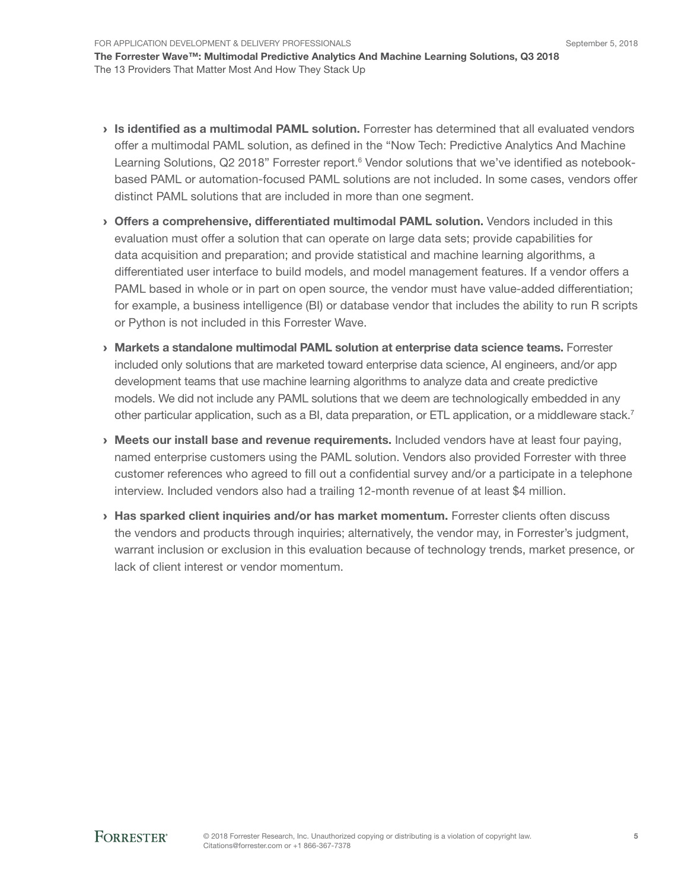- **Is identified as a multimodal PAML solution.** Forrester has determined that all evaluated vendors offer a multimodal PAML solution, as defined in the "Now Tech: Predictive Analytics And Machine Learning Solutions, Q2 2018" Forrester report.[6] Vendor solutions that we've identified as notebook-based PAML or automation-focused PAML solutions are not included. In some cases, vendors offer distinct PAML solutions that are included in more than one segment.

- **Offers a comprehensive, differentiated multimodal PAML solution.** Vendors included in this evaluation must offer a solution that can operate on large data sets; provide capabilities for data acquisition and preparation; and provide statistical and machine learning algorithms, a differentiated user interface to build models, and model management features. If a vendor offers a PAML based in whole or in part on open source, the vendor must have value-added differentiation; for example, a business intelligence (BI) or database vendor that includes the ability to run R scripts or Python is not included in this Forrester Wave.

- **Markets a standalone multimodal PAML solution at enterprise data science teams.** Forrester included only solutions that are marketed toward enterprise data science, AI engineers, and/or app development teams that use machine learning algorithms to analyze data and create predictive models. We did not include any PAML solutions that we deem are technologically embedded in any other particular application, such as a BI, data preparation, or ETL application, or a middleware stack.[7]

- **Meets our install base and revenue requirements.** Included vendors have at least four paying, named enterprise customers using the PAML solution. Vendors also provided Forrester with three customer references who agreed to fill out a confidential survey and/or a participate in a telephone interview. Included vendors also had a trailing 12-month revenue of at least $4 million.

- **Has sparked client inquiries and/or has market momentum.** Forrester clients often discuss the vendors and products through inquiries; alternatively, the vendor may, in Forrester's judgment, warrant inclusion or exclusion in this evaluation because of technology trends, market presence, or lack of client interest or vendor momentum.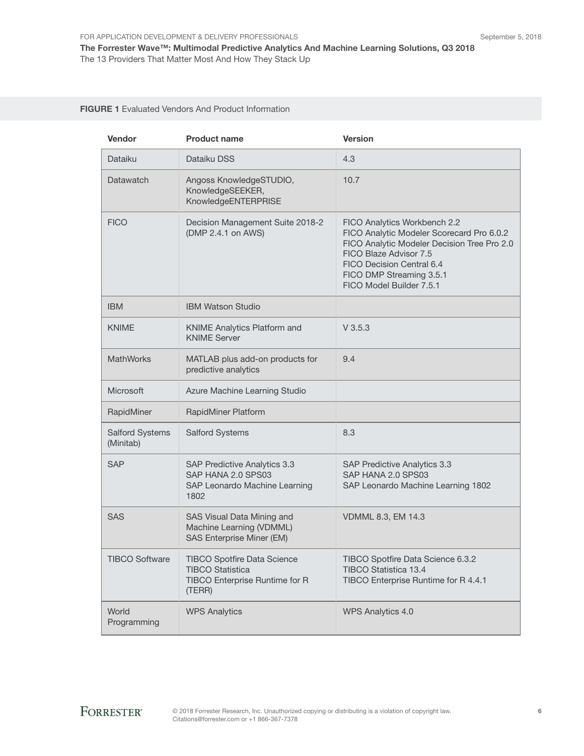**FIGURE 1** Evaluated Vendors And Product Information

| Vendor | Product name | Version |
|---|---|---|
| Dataiku | Dataiku DSS | 4.3 |
| Datawatch | Angoss KnowledgeSTUDIO, KnowledgeSEEKER, KnowledgeENTERPRISE | 10.7 |
| FICO | Decision Management Suite 2018-2 (DMP 2.4.1 on AWS) | FICO Analytics Workbench 2.2<br>FICO Analytic Modeler Scorecard Pro 6.0.2<br>FICO Analytic Modeler Decision Tree Pro 2.0<br>FICO Blaze Advisor 7.5<br>FICO Decision Central 6.4<br>FICO DMP Streaming 3.5.1<br>FICO Model Builder 7.5.1 |
| IBM | IBM Watson Studio | |
| KNIME | KNIME Analytics Platform and KNIME Server | V 3.5.3 |
| MathWorks | MATLAB plus add-on products for predictive analytics | 9.4 |
| Microsoft | Azure Machine Learning Studio | |
| RapidMiner | RapidMiner Platform | |
| Salford Systems (Minitab) | Salford Systems | 8.3 |
| SAP | SAP Predictive Analytics 3.3<br>SAP HANA 2.0 SPS03<br>SAP Leonardo Machine Learning 1802 | SAP Predictive Analytics 3.3<br>SAP HANA 2.0 SPS03<br>SAP Leonardo Machine Learning 1802 |
| SAS | SAS Visual Data Mining and Machine Learning (VDMML)<br>SAS Enterprise Miner (EM) | VDMML 8.3, EM 14.3 |
| TIBCO Software | TIBCO Spotfire Data Science<br>TIBCO Statistica<br>TIBCO Enterprise Runtime for R (TERR) | TIBCO Spotfire Data Science 6.3.2<br>TIBCO Statistica 13.4<br>TIBCO Enterprise Runtime for R 4.4.1 |
| World Programming | WPS Analytics | WPS Analytics 4.0 |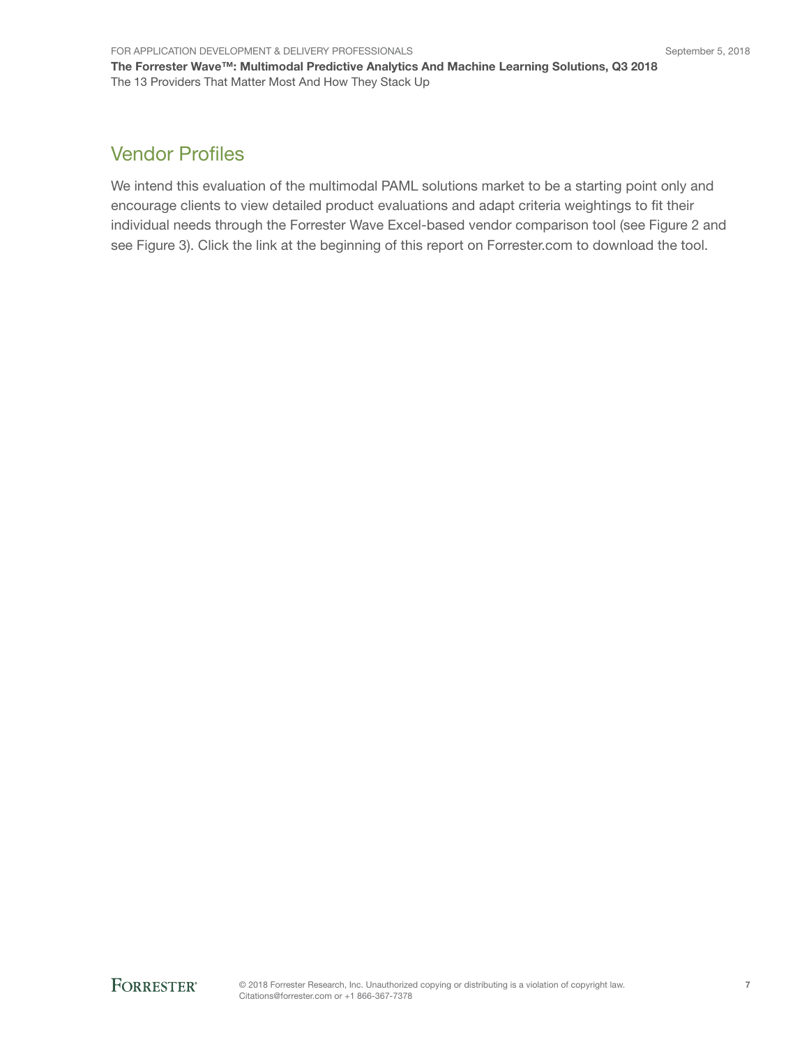## Vendor Profiles

We intend this evaluation of the multimodal PAML solutions market to be a starting point only and encourage clients to view detailed product evaluations and adapt criteria weightings to fit their individual needs through the Forrester Wave Excel-based vendor comparison tool (see Figure 2 and see Figure 3). Click the link at the beginning of this report on Forrester.com to download the tool.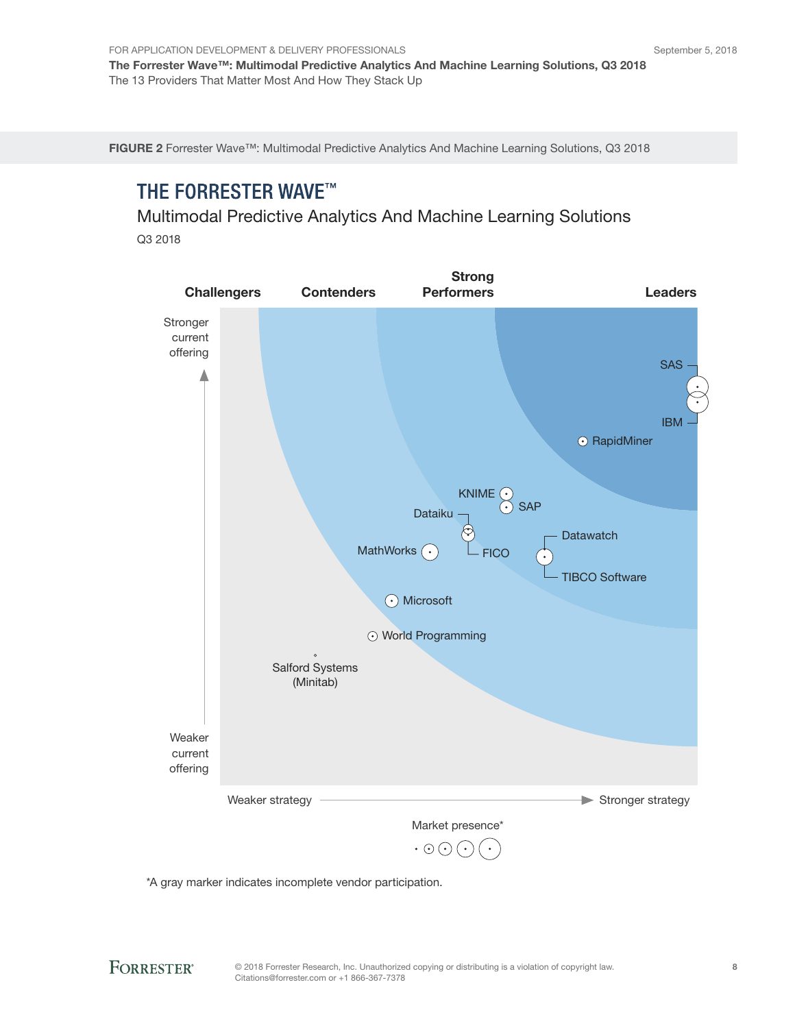**FIGURE 2** Forrester Wave™: Multimodal Predictive Analytics And Machine Learning Solutions, Q3 2018

## THE FORRESTER WAVE™

Multimodal Predictive Analytics And Machine Learning Solutions

Q3 2018

Challengers | Contenders | Strong Performers | Leaders

Stronger current offering

Weaker current offering

Weaker strategy → Stronger strategy

SAS

IBM

RapidMiner

KNIME

SAP

Dataiku

FICO

Datawatch

TIBCO Software

MathWorks

Microsoft

World Programming

Salford Systems (Minitab)

Market presence*

*A gray marker indicates incomplete vendor participation.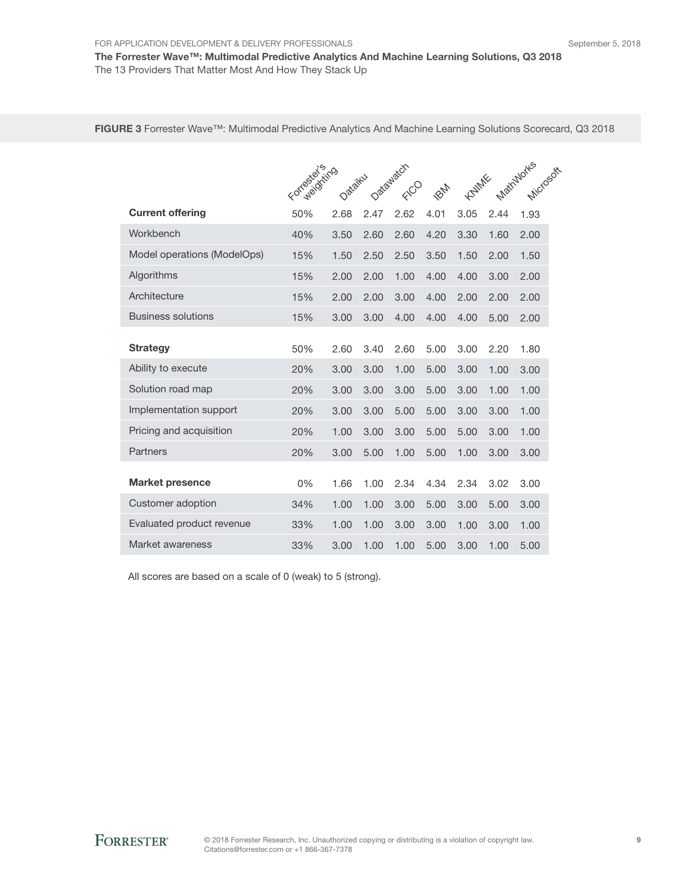**FIGURE 3** Forrester Wave™: Multimodal Predictive Analytics And Machine Learning Solutions Scorecard, Q3 2018

| | Forrester's weighting | Dataiku | Datawatch | FICO | IBM | KNIME | MathWorks | Microsoft |
|---|---|---|---|---|---|---|---|---|
| **Current offering** | 50% | 2.68 | 2.47 | 2.62 | 4.01 | 3.05 | 2.44 | 1.93 |
| Workbench | 40% | 3.50 | 2.60 | 2.60 | 4.20 | 3.30 | 1.60 | 2.00 |
| Model operations (ModelOps) | 15% | 1.50 | 2.50 | 2.50 | 3.50 | 1.50 | 2.00 | 1.50 |
| Algorithms | 15% | 2.00 | 2.00 | 1.00 | 4.00 | 4.00 | 3.00 | 2.00 |
| Architecture | 15% | 2.00 | 2.00 | 3.00 | 4.00 | 2.00 | 2.00 | 2.00 |
| Business solutions | 15% | 3.00 | 3.00 | 4.00 | 4.00 | 4.00 | 5.00 | 2.00 |
| **Strategy** | 50% | 2.60 | 3.40 | 2.60 | 5.00 | 3.00 | 2.20 | 1.80 |
| Ability to execute | 20% | 3.00 | 3.00 | 1.00 | 5.00 | 3.00 | 1.00 | 3.00 |
| Solution road map | 20% | 3.00 | 3.00 | 3.00 | 5.00 | 3.00 | 1.00 | 1.00 |
| Implementation support | 20% | 3.00 | 3.00 | 5.00 | 5.00 | 3.00 | 3.00 | 1.00 |
| Pricing and acquisition | 20% | 1.00 | 3.00 | 3.00 | 5.00 | 5.00 | 3.00 | 1.00 |
| Partners | 20% | 3.00 | 5.00 | 1.00 | 5.00 | 1.00 | 3.00 | 3.00 |
| **Market presence** | 0% | 1.66 | 1.00 | 2.34 | 4.34 | 2.34 | 3.02 | 3.00 |
| Customer adoption | 34% | 1.00 | 1.00 | 3.00 | 5.00 | 3.00 | 5.00 | 3.00 |
| Evaluated product revenue | 33% | 1.00 | 1.00 | 3.00 | 3.00 | 1.00 | 3.00 | 1.00 |
| Market awareness | 33% | 3.00 | 1.00 | 1.00 | 5.00 | 3.00 | 1.00 | 5.00 |

All scores are based on a scale of 0 (weak) to 5 (strong).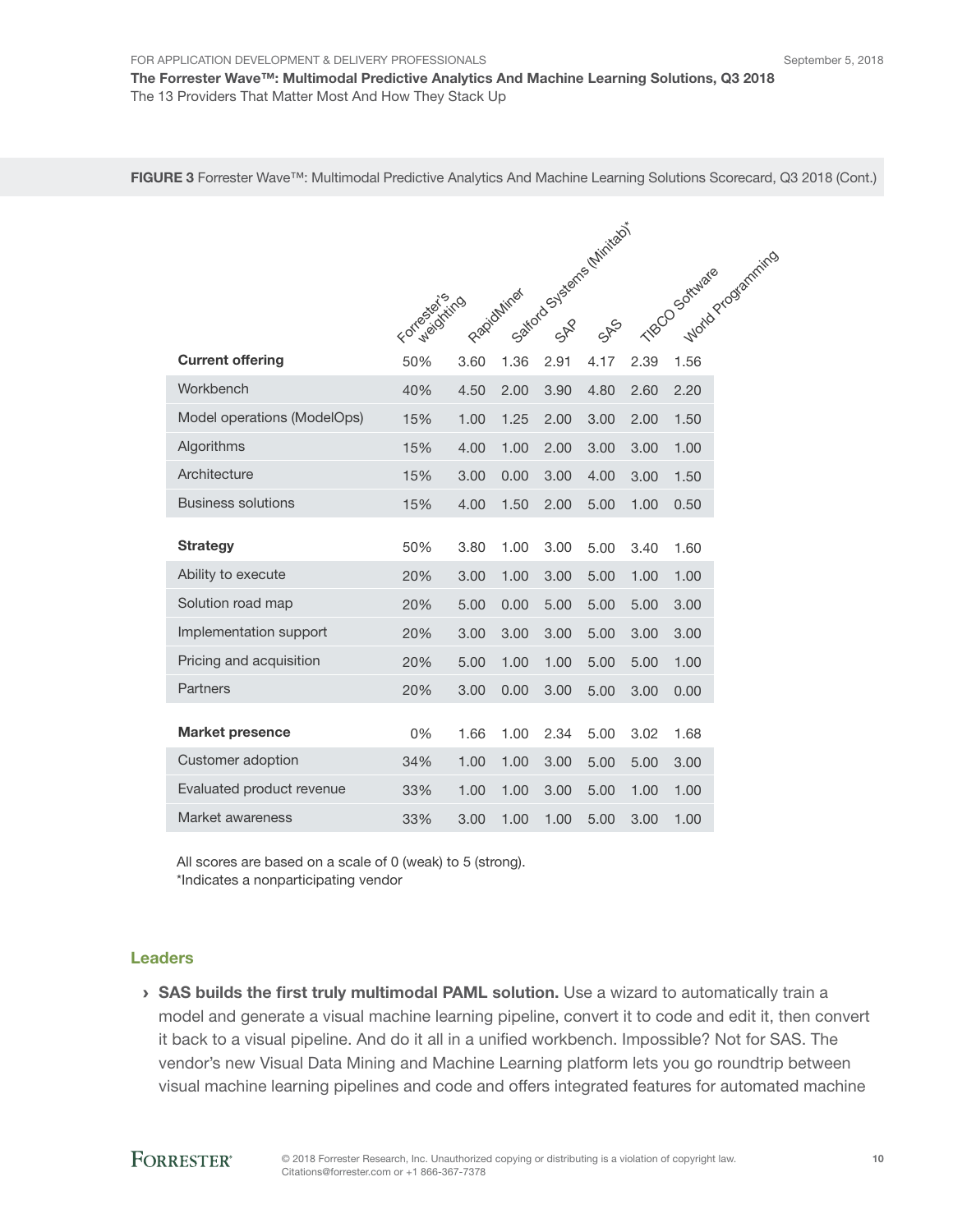**FIGURE 3** Forrester Wave™: Multimodal Predictive Analytics And Machine Learning Solutions Scorecard, Q3 2018 (Cont.)

| | Forrester's weighting | RapidMiner | Salford Systems (Minitab)* | SAP | SAS | TIBCO Software | World Programming |
|---|---|---|---|---|---|---|---|
| **Current offering** | 50% | 3.60 | 1.36 | 2.91 | 4.17 | 2.39 | 1.56 |
| Workbench | 40% | 4.50 | 2.00 | 3.90 | 4.80 | 2.60 | 2.20 |
| Model operations (ModelOps) | 15% | 1.00 | 1.25 | 2.00 | 3.00 | 2.00 | 1.50 |
| Algorithms | 15% | 4.00 | 1.00 | 2.00 | 3.00 | 3.00 | 1.00 |
| Architecture | 15% | 3.00 | 0.00 | 3.00 | 4.00 | 3.00 | 1.50 |
| Business solutions | 15% | 4.00 | 1.50 | 2.00 | 5.00 | 1.00 | 0.50 |
| **Strategy** | 50% | 3.80 | 1.00 | 3.00 | 5.00 | 3.40 | 1.60 |
| Ability to execute | 20% | 3.00 | 1.00 | 3.00 | 5.00 | 1.00 | 1.00 |
| Solution road map | 20% | 5.00 | 0.00 | 5.00 | 5.00 | 5.00 | 3.00 |
| Implementation support | 20% | 3.00 | 3.00 | 3.00 | 5.00 | 3.00 | 3.00 |
| Pricing and acquisition | 20% | 5.00 | 1.00 | 1.00 | 5.00 | 5.00 | 1.00 |
| Partners | 20% | 3.00 | 0.00 | 3.00 | 5.00 | 3.00 | 0.00 |
| **Market presence** | 0% | 1.66 | 1.00 | 2.34 | 5.00 | 3.02 | 1.68 |
| Customer adoption | 34% | 1.00 | 1.00 | 3.00 | 5.00 | 5.00 | 3.00 |
| Evaluated product revenue | 33% | 1.00 | 1.00 | 3.00 | 5.00 | 1.00 | 1.00 |
| Market awareness | 33% | 3.00 | 1.00 | 1.00 | 5.00 | 3.00 | 1.00 |

All scores are based on a scale of 0 (weak) to 5 (strong).
*Indicates a nonparticipating vendor

## Leaders

› **SAS builds the first truly multimodal PAML solution.** Use a wizard to automatically train a model and generate a visual machine learning pipeline, convert it to code and edit it, then convert it back to a visual pipeline. And do it all in a unified workbench. Impossible? Not for SAS. The vendor's new Visual Data Mining and Machine Learning platform lets you go roundtrip between visual machine learning pipelines and code and offers integrated features for automated machine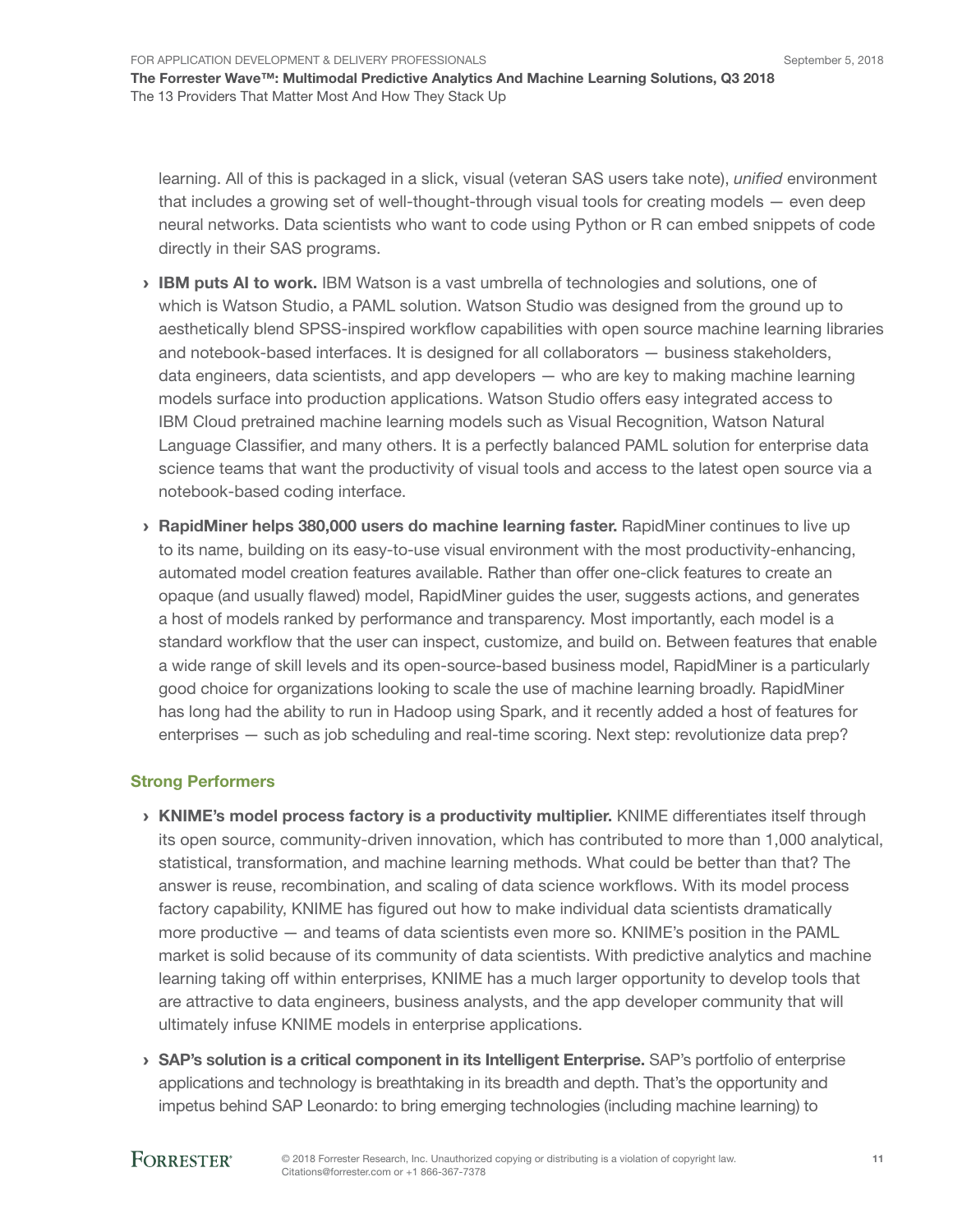learning. All of this is packaged in a slick, visual (veteran SAS users take note), *unified* environment that includes a growing set of well-thought-through visual tools for creating models — even deep neural networks. Data scientists who want to code using Python or R can embed snippets of code directly in their SAS programs.

- **IBM puts AI to work.** IBM Watson is a vast umbrella of technologies and solutions, one of which is Watson Studio, a PAML solution. Watson Studio was designed from the ground up to aesthetically blend SPSS-inspired workflow capabilities with open source machine learning libraries and notebook-based interfaces. It is designed for all collaborators — business stakeholders, data engineers, data scientists, and app developers — who are key to making machine learning models surface into production applications. Watson Studio offers easy integrated access to IBM Cloud pretrained machine learning models such as Visual Recognition, Watson Natural Language Classifier, and many others. It is a perfectly balanced PAML solution for enterprise data science teams that want the productivity of visual tools and access to the latest open source via a notebook-based coding interface.

- **RapidMiner helps 380,000 users do machine learning faster.** RapidMiner continues to live up to its name, building on its easy-to-use visual environment with the most productivity-enhancing, automated model creation features available. Rather than offer one-click features to create an opaque (and usually flawed) model, RapidMiner guides the user, suggests actions, and generates a host of models ranked by performance and transparency. Most importantly, each model is a standard workflow that the user can inspect, customize, and build on. Between features that enable a wide range of skill levels and its open-source-based business model, RapidMiner is a particularly good choice for organizations looking to scale the use of machine learning broadly. RapidMiner has long had the ability to run in Hadoop using Spark, and it recently added a host of features for enterprises — such as job scheduling and real-time scoring. Next step: revolutionize data prep?

### Strong Performers

- **KNIME's model process factory is a productivity multiplier.** KNIME differentiates itself through its open source, community-driven innovation, which has contributed to more than 1,000 analytical, statistical, transformation, and machine learning methods. What could be better than that? The answer is reuse, recombination, and scaling of data science workflows. With its model process factory capability, KNIME has figured out how to make individual data scientists dramatically more productive — and teams of data scientists even more so. KNIME's position in the PAML market is solid because of its community of data scientists. With predictive analytics and machine learning taking off within enterprises, KNIME has a much larger opportunity to develop tools that are attractive to data engineers, business analysts, and the app developer community that will ultimately infuse KNIME models in enterprise applications.

- **SAP's solution is a critical component in its Intelligent Enterprise.** SAP's portfolio of enterprise applications and technology is breathtaking in its breadth and depth. That's the opportunity and impetus behind SAP Leonardo: to bring emerging technologies (including machine learning) to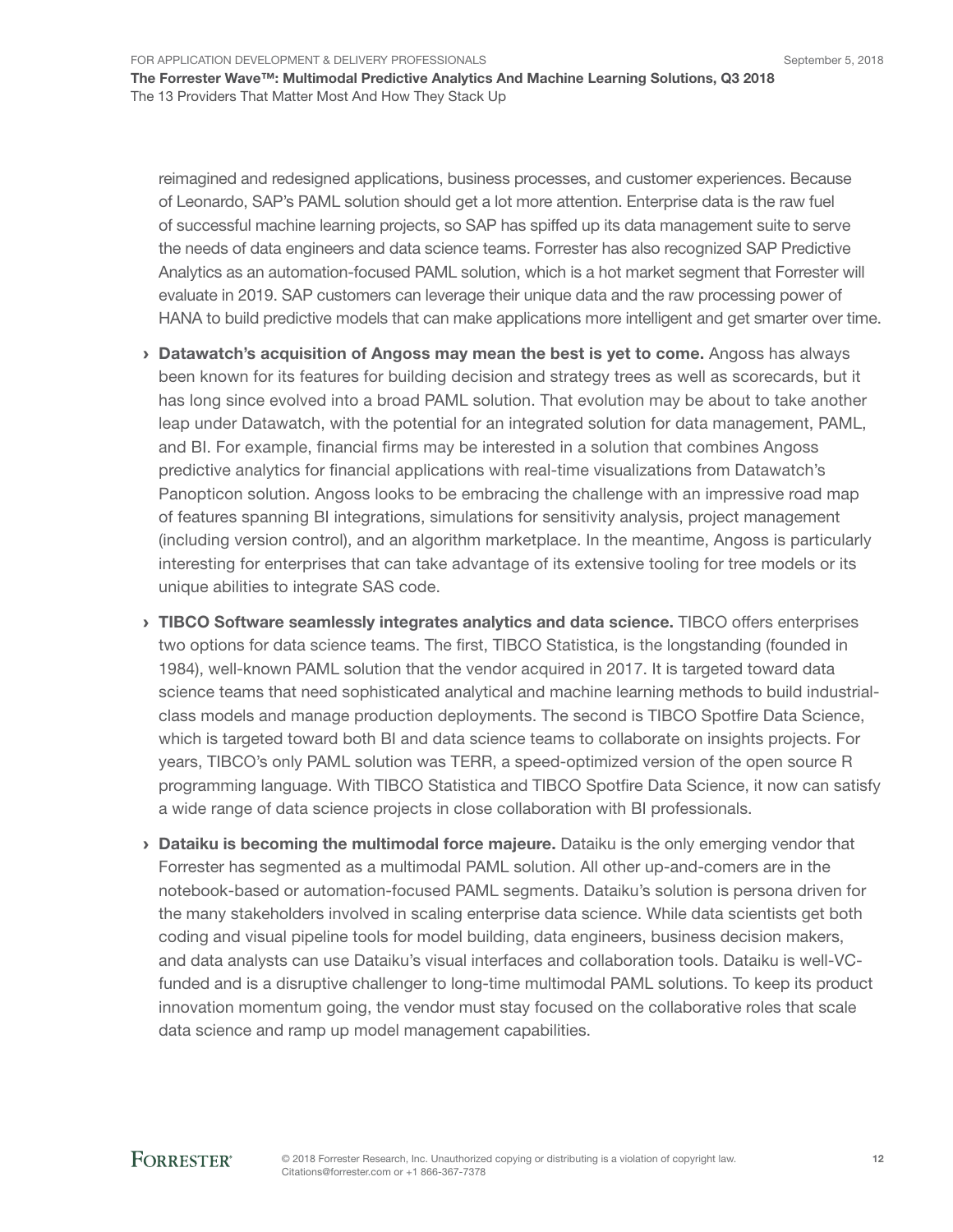reimagined and redesigned applications, business processes, and customer experiences. Because of Leonardo, SAP's PAML solution should get a lot more attention. Enterprise data is the raw fuel of successful machine learning projects, so SAP has spiffed up its data management suite to serve the needs of data engineers and data science teams. Forrester has also recognized SAP Predictive Analytics as an automation-focused PAML solution, which is a hot market segment that Forrester will evaluate in 2019. SAP customers can leverage their unique data and the raw processing power of HANA to build predictive models that can make applications more intelligent and get smarter over time.

- **Datawatch's acquisition of Angoss may mean the best is yet to come.** Angoss has always been known for its features for building decision and strategy trees as well as scorecards, but it has long since evolved into a broad PAML solution. That evolution may be about to take another leap under Datawatch, with the potential for an integrated solution for data management, PAML, and BI. For example, financial firms may be interested in a solution that combines Angoss predictive analytics for financial applications with real-time visualizations from Datawatch's Panopticon solution. Angoss looks to be embracing the challenge with an impressive road map of features spanning BI integrations, simulations for sensitivity analysis, project management (including version control), and an algorithm marketplace. In the meantime, Angoss is particularly interesting for enterprises that can take advantage of its extensive tooling for tree models or its unique abilities to integrate SAS code.
- **TIBCO Software seamlessly integrates analytics and data science.** TIBCO offers enterprises two options for data science teams. The first, TIBCO Statistica, is the longstanding (founded in 1984), well-known PAML solution that the vendor acquired in 2017. It is targeted toward data science teams that need sophisticated analytical and machine learning methods to build industrial-class models and manage production deployments. The second is TIBCO Spotfire Data Science, which is targeted toward both BI and data science teams to collaborate on insights projects. For years, TIBCO's only PAML solution was TERR, a speed-optimized version of the open source R programming language. With TIBCO Statistica and TIBCO Spotfire Data Science, it now can satisfy a wide range of data science projects in close collaboration with BI professionals.
- **Dataiku is becoming the multimodal force majeure.** Dataiku is the only emerging vendor that Forrester has segmented as a multimodal PAML solution. All other up-and-comers are in the notebook-based or automation-focused PAML segments. Dataiku's solution is persona driven for the many stakeholders involved in scaling enterprise data science. While data scientists get both coding and visual pipeline tools for model building, data engineers, business decision makers, and data analysts can use Dataiku's visual interfaces and collaboration tools. Dataiku is well-VC-funded and is a disruptive challenger to long-time multimodal PAML solutions. To keep its product innovation momentum going, the vendor must stay focused on the collaborative roles that scale data science and ramp up model management capabilities.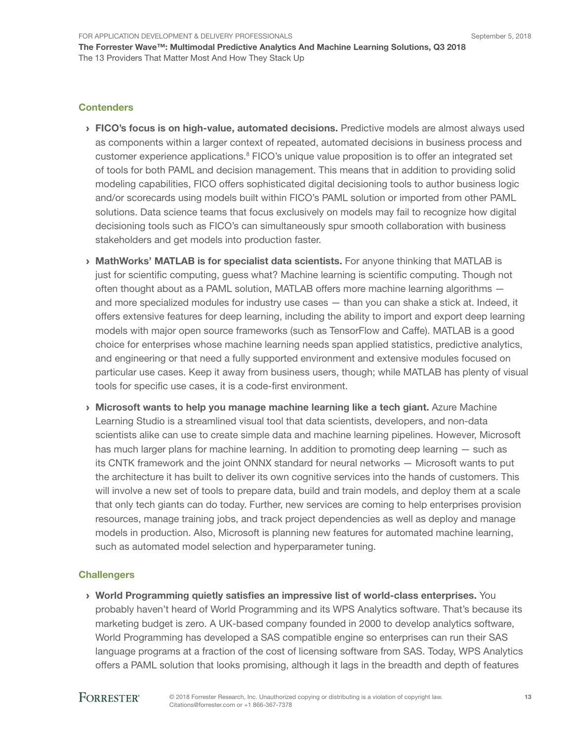### Contenders

- **FICO's focus is on high-value, automated decisions.** Predictive models are almost always used as components within a larger context of repeated, automated decisions in business process and customer experience applications.[8] FICO's unique value proposition is to offer an integrated set of tools for both PAML and decision management. This means that in addition to providing solid modeling capabilities, FICO offers sophisticated digital decisioning tools to author business logic and/or scorecards using models built within FICO's PAML solution or imported from other PAML solutions. Data science teams that focus exclusively on models may fail to recognize how digital decisioning tools such as FICO's can simultaneously spur smooth collaboration with business stakeholders and get models into production faster.

- **MathWorks' MATLAB is for specialist data scientists.** For anyone thinking that MATLAB is just for scientific computing, guess what? Machine learning is scientific computing. Though not often thought about as a PAML solution, MATLAB offers more machine learning algorithms — and more specialized modules for industry use cases — than you can shake a stick at. Indeed, it offers extensive features for deep learning, including the ability to import and export deep learning models with major open source frameworks (such as TensorFlow and Caffe). MATLAB is a good choice for enterprises whose machine learning needs span applied statistics, predictive analytics, and engineering or that need a fully supported environment and extensive modules focused on particular use cases. Keep it away from business users, though; while MATLAB has plenty of visual tools for specific use cases, it is a code-first environment.

- **Microsoft wants to help you manage machine learning like a tech giant.** Azure Machine Learning Studio is a streamlined visual tool that data scientists, developers, and non-data scientists alike can use to create simple data and machine learning pipelines. However, Microsoft has much larger plans for machine learning. In addition to promoting deep learning — such as its CNTK framework and the joint ONNX standard for neural networks — Microsoft wants to put the architecture it has built to deliver its own cognitive services into the hands of customers. This will involve a new set of tools to prepare data, build and train models, and deploy them at a scale that only tech giants can do today. Further, new services are coming to help enterprises provision resources, manage training jobs, and track project dependencies as well as deploy and manage models in production. Also, Microsoft is planning new features for automated machine learning, such as automated model selection and hyperparameter tuning.

### Challengers

- **World Programming quietly satisfies an impressive list of world-class enterprises.** You probably haven't heard of World Programming and its WPS Analytics software. That's because its marketing budget is zero. A UK-based company founded in 2000 to develop analytics software, World Programming has developed a SAS compatible engine so enterprises can run their SAS language programs at a fraction of the cost of licensing software from SAS. Today, WPS Analytics offers a PAML solution that looks promising, although it lags in the breadth and depth of features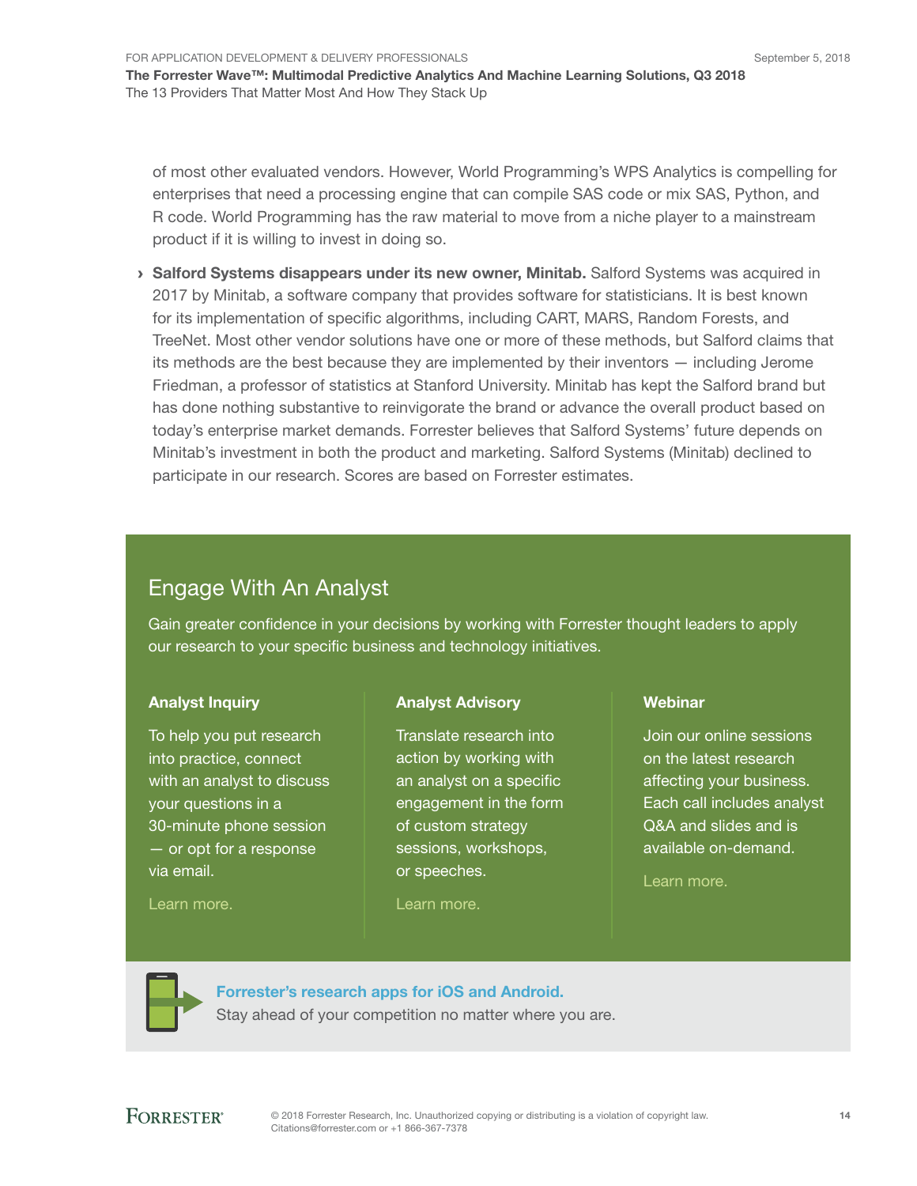of most other evaluated vendors. However, World Programming's WPS Analytics is compelling for enterprises that need a processing engine that can compile SAS code or mix SAS, Python, and R code. World Programming has the raw material to move from a niche player to a mainstream product if it is willing to invest in doing so.

- **Salford Systems disappears under its new owner, Minitab.** Salford Systems was acquired in 2017 by Minitab, a software company that provides software for statisticians. It is best known for its implementation of specific algorithms, including CART, MARS, Random Forests, and TreeNet. Most other vendor solutions have one or more of these methods, but Salford claims that its methods are the best because they are implemented by their inventors — including Jerome Friedman, a professor of statistics at Stanford University. Minitab has kept the Salford brand but has done nothing substantive to reinvigorate the brand or advance the overall product based on today's enterprise market demands. Forrester believes that Salford Systems' future depends on Minitab's investment in both the product and marketing. Salford Systems (Minitab) declined to participate in our research. Scores are based on Forrester estimates.

## Engage With An Analyst

Gain greater confidence in your decisions by working with Forrester thought leaders to apply our research to your specific business and technology initiatives.

### Analyst Inquiry

To help you put research into practice, connect with an analyst to discuss your questions in a 30-minute phone session — or opt for a response via email.

Learn more.

### Analyst Advisory

Translate research into action by working with an analyst on a specific engagement in the form of custom strategy sessions, workshops, or speeches.

Learn more.

### Webinar

Join our online sessions on the latest research affecting your business. Each call includes analyst Q&A and slides and is available on-demand.

Learn more.

**Forrester's research apps for iOS and Android.**
Stay ahead of your competition no matter where you are.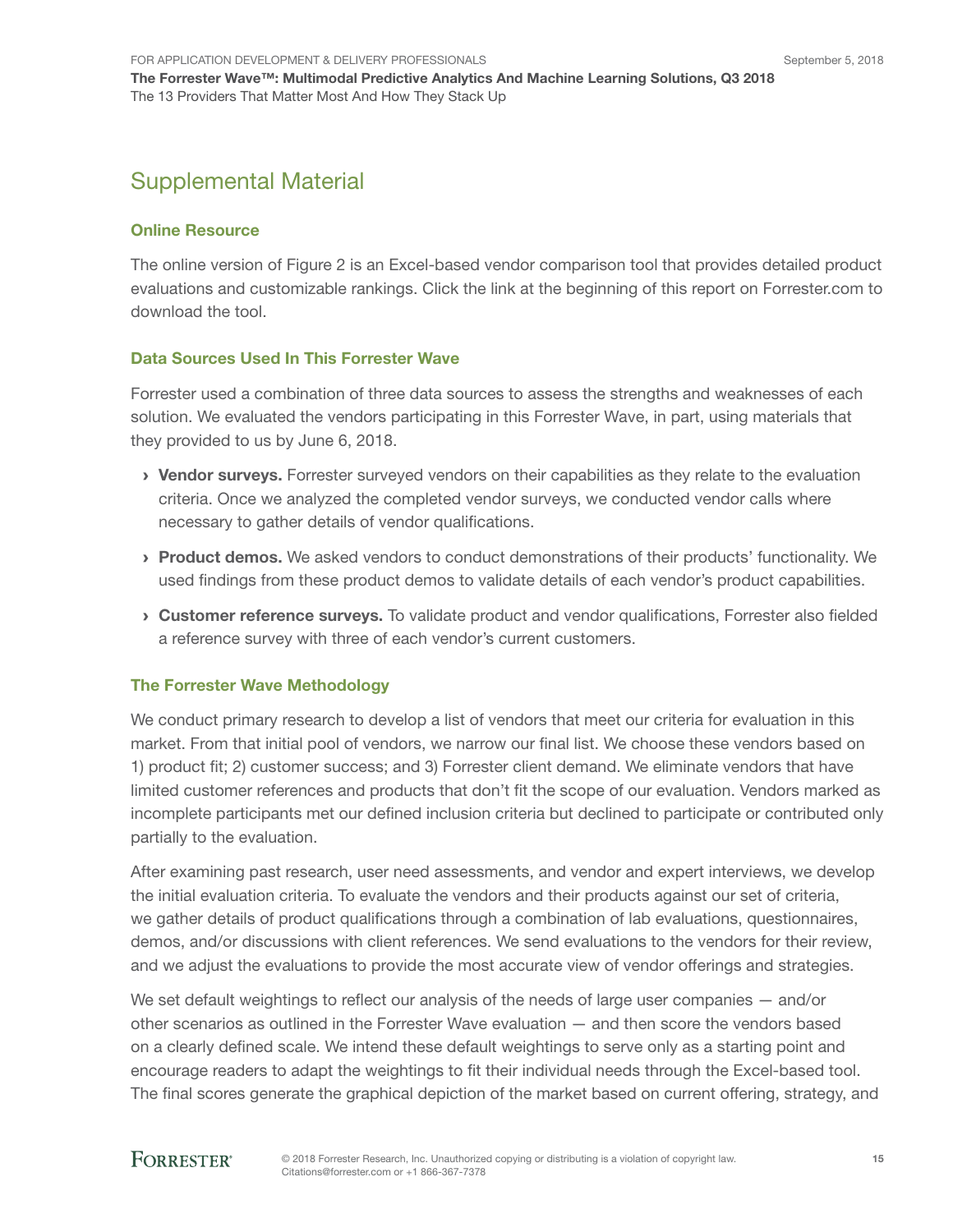## Supplemental Material

### Online Resource

The online version of Figure 2 is an Excel-based vendor comparison tool that provides detailed product evaluations and customizable rankings. Click the link at the beginning of this report on Forrester.com to download the tool.

### Data Sources Used In This Forrester Wave

Forrester used a combination of three data sources to assess the strengths and weaknesses of each solution. We evaluated the vendors participating in this Forrester Wave, in part, using materials that they provided to us by June 6, 2018.

- **Vendor surveys.** Forrester surveyed vendors on their capabilities as they relate to the evaluation criteria. Once we analyzed the completed vendor surveys, we conducted vendor calls where necessary to gather details of vendor qualifications.
- **Product demos.** We asked vendors to conduct demonstrations of their products' functionality. We used findings from these product demos to validate details of each vendor's product capabilities.
- **Customer reference surveys.** To validate product and vendor qualifications, Forrester also fielded a reference survey with three of each vendor's current customers.

### The Forrester Wave Methodology

We conduct primary research to develop a list of vendors that meet our criteria for evaluation in this market. From that initial pool of vendors, we narrow our final list. We choose these vendors based on 1) product fit; 2) customer success; and 3) Forrester client demand. We eliminate vendors that have limited customer references and products that don't fit the scope of our evaluation. Vendors marked as incomplete participants met our defined inclusion criteria but declined to participate or contributed only partially to the evaluation.

After examining past research, user need assessments, and vendor and expert interviews, we develop the initial evaluation criteria. To evaluate the vendors and their products against our set of criteria, we gather details of product qualifications through a combination of lab evaluations, questionnaires, demos, and/or discussions with client references. We send evaluations to the vendors for their review, and we adjust the evaluations to provide the most accurate view of vendor offerings and strategies.

We set default weightings to reflect our analysis of the needs of large user companies — and/or other scenarios as outlined in the Forrester Wave evaluation — and then score the vendors based on a clearly defined scale. We intend these default weightings to serve only as a starting point and encourage readers to adapt the weightings to fit their individual needs through the Excel-based tool. The final scores generate the graphical depiction of the market based on current offering, strategy, and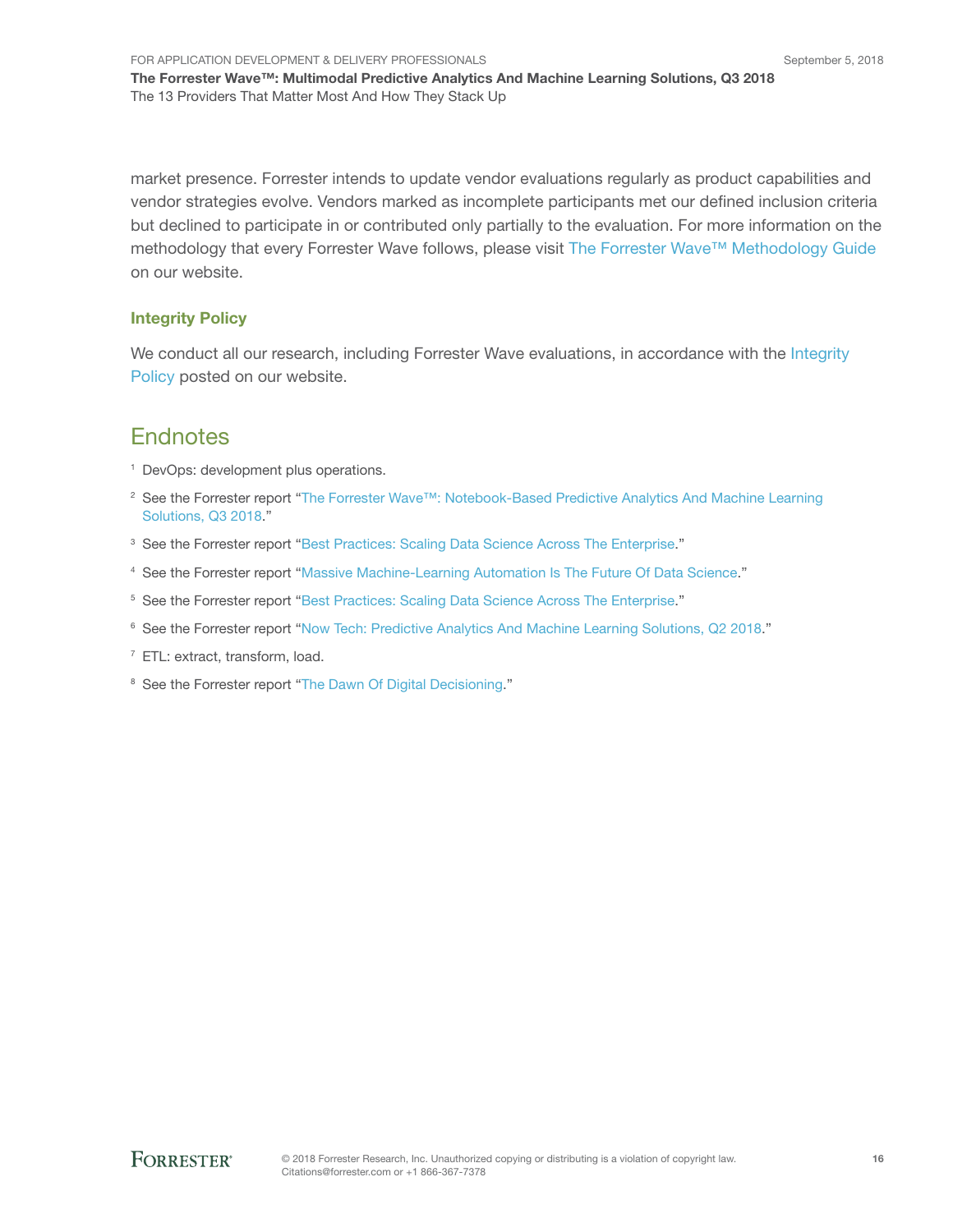market presence. Forrester intends to update vendor evaluations regularly as product capabilities and vendor strategies evolve. Vendors marked as incomplete participants met our defined inclusion criteria but declined to participate in or contributed only partially to the evaluation. For more information on the methodology that every Forrester Wave follows, please visit The Forrester Wave™ Methodology Guide on our website.

### Integrity Policy

We conduct all our research, including Forrester Wave evaluations, in accordance with the Integrity Policy posted on our website.

## Endnotes

[1] DevOps: development plus operations.

[2] See the Forrester report "The Forrester Wave™: Notebook-Based Predictive Analytics And Machine Learning Solutions, Q3 2018."

[3] See the Forrester report "Best Practices: Scaling Data Science Across The Enterprise."

[4] See the Forrester report "Massive Machine-Learning Automation Is The Future Of Data Science."

[5] See the Forrester report "Best Practices: Scaling Data Science Across The Enterprise."

[6] See the Forrester report "Now Tech: Predictive Analytics And Machine Learning Solutions, Q2 2018."

[7] ETL: extract, transform, load.

[8] See the Forrester report "The Dawn Of Digital Decisioning."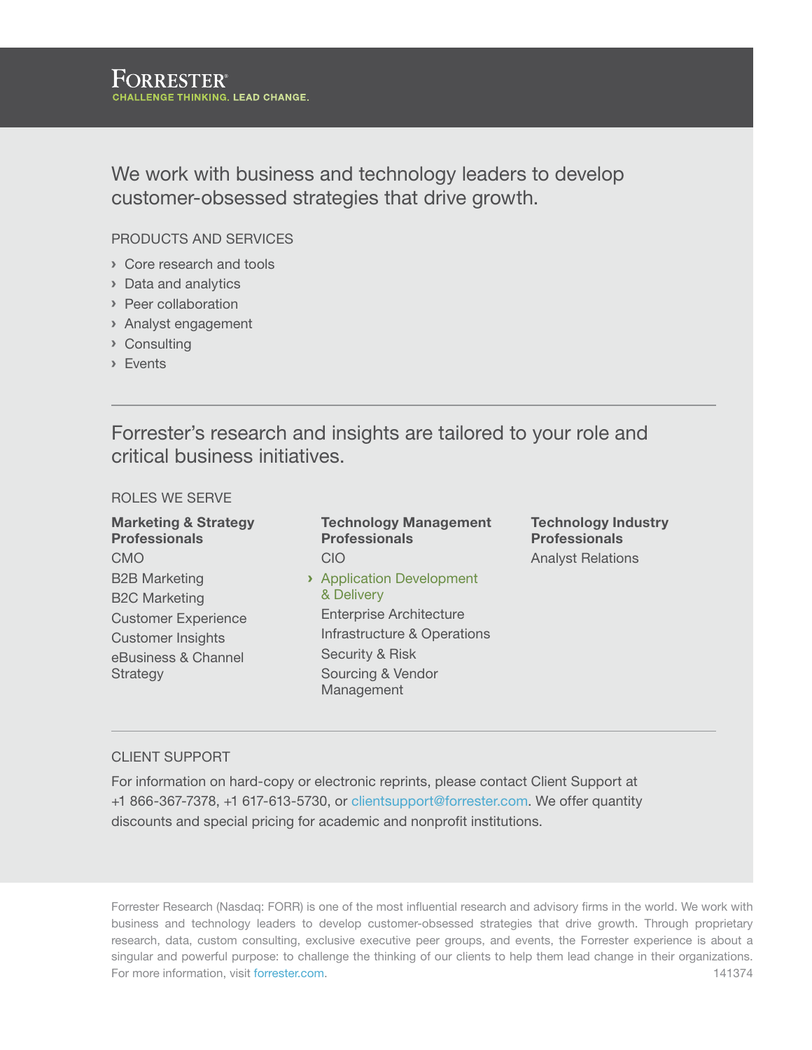# FORRESTER®

CHALLENGE THINKING. LEAD CHANGE.

## We work with business and technology leaders to develop customer-obsessed strategies that drive growth.

### PRODUCTS AND SERVICES

- Core research and tools
- Data and analytics
- Peer collaboration
- Analyst engagement
- Consulting
- Events

---

## Forrester's research and insights are tailored to your role and critical business initiatives.

### ROLES WE SERVE

**Marketing & Strategy Professionals**

CMO

B2B Marketing

B2C Marketing

Customer Experience

Customer Insights

eBusiness & Channel Strategy

**Technology Management Professionals**

CIO

› Application Development & Delivery

Enterprise Architecture

Infrastructure & Operations

Security & Risk

Sourcing & Vendor Management

**Technology Industry Professionals**

Analyst Relations

---

### CLIENT SUPPORT

For information on hard-copy or electronic reprints, please contact Client Support at +1 866-367-7378, +1 617-613-5730, or clientsupport@forrester.com. We offer quantity discounts and special pricing for academic and nonprofit institutions.

Forrester Research (Nasdaq: FORR) is one of the most influential research and advisory firms in the world. We work with business and technology leaders to develop customer-obsessed strategies that drive growth. Through proprietary research, data, custom consulting, exclusive executive peer groups, and events, the Forrester experience is about a singular and powerful purpose: to challenge the thinking of our clients to help them lead change in their organizations. For more information, visit forrester.com.

141374